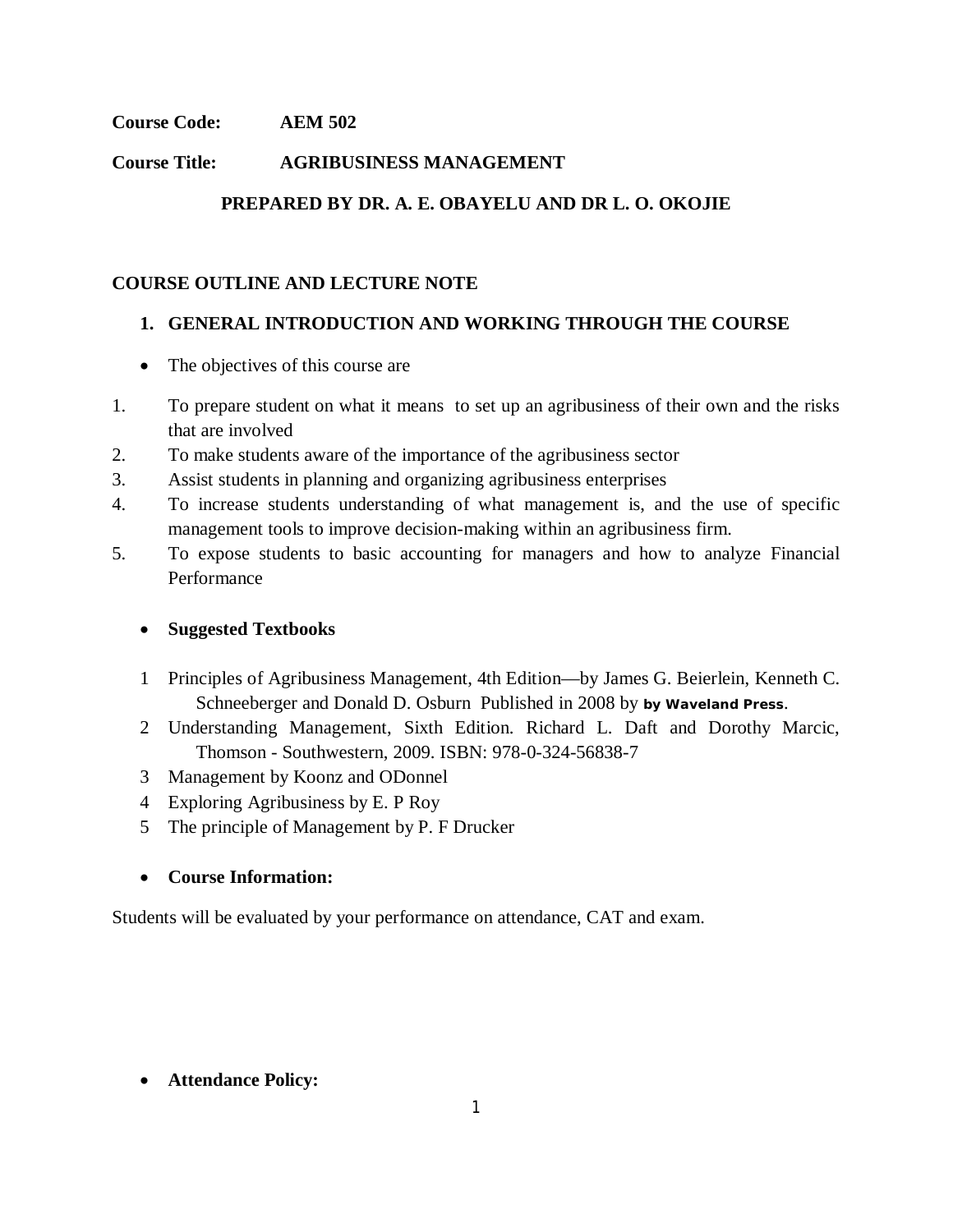**Course Code: AEM 502**

**Course Title: AGRIBUSINESS MANAGEMENT**

**PREPARED BY DR. A. E. OBAYELU AND DR L. O. OKOJIE**

**COURSE OUTLINE AND LECTURE NOTE**

## 1. GENERAL INTRODUCTION AND WORKING THROUGH THE COURSE

- The objectives of this course are

1. To prepare student on what it means to set up an agribusiness of their own and the risks that are involved
2. To make students aware of the importance of the agribusiness sector
3. Assist students in planning and organizing agribusiness enterprises
4. To increase students understanding of what management is, and the use of specific management tools to improve decision-making within an agribusiness firm.
5. To expose students to basic accounting for managers and how to analyze Financial Performance

- **Suggested Textbooks**

1. Principles of Agribusiness Management, 4th Edition—by James G. Beierlein, Kenneth C. Schneeberger and Donald D. Osburn Published in 2008 by **by Waveland Press**.
2. Understanding Management, Sixth Edition. Richard L. Daft and Dorothy Marcic, Thomson - Southwestern, 2009. ISBN: 978-0-324-56838-7
3. Management by Koonz and ODonnel
4. Exploring Agribusiness by E. P Roy
5. The principle of Management by P. F Drucker

- **Course Information:**

Students will be evaluated by your performance on attendance, CAT and exam.

- **Attendance Policy:**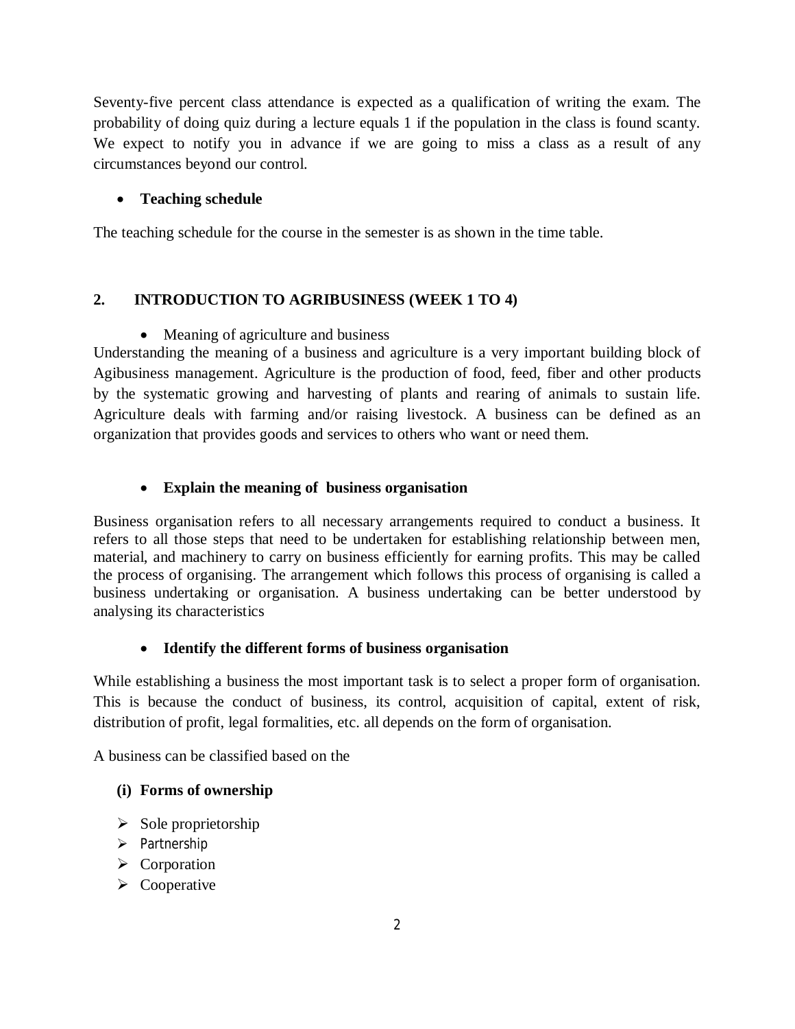Seventy-five percent class attendance is expected as a qualification of writing the exam. The probability of doing quiz during a lecture equals 1 if the population in the class is found scanty. We expect to notify you in advance if we are going to miss a class as a result of any circumstances beyond our control.

- **Teaching schedule**

The teaching schedule for the course in the semester is as shown in the time table.

## 2. INTRODUCTION TO AGRIBUSINESS (WEEK 1 TO 4)

- Meaning of agriculture and business

Understanding the meaning of a business and agriculture is a very important building block of Agibusiness management. Agriculture is the production of food, feed, fiber and other products by the systematic growing and harvesting of plants and rearing of animals to sustain life. Agriculture deals with farming and/or raising livestock. A business can be defined as an organization that provides goods and services to others who want or need them.

- **Explain the meaning of business organisation**

Business organisation refers to all necessary arrangements required to conduct a business. It refers to all those steps that need to be undertaken for establishing relationship between men, material, and machinery to carry on business efficiently for earning profits. This may be called the process of organising. The arrangement which follows this process of organising is called a business undertaking or organisation. A business undertaking can be better understood by analysing its characteristics

- **Identify the different forms of business organisation**

While establishing a business the most important task is to select a proper form of organisation. This is because the conduct of business, its control, acquisition of capital, extent of risk, distribution of profit, legal formalities, etc. all depends on the form of organisation.

A business can be classified based on the

**(i) Forms of ownership**

- Sole proprietorship
- Partnership
- Corporation
- Cooperative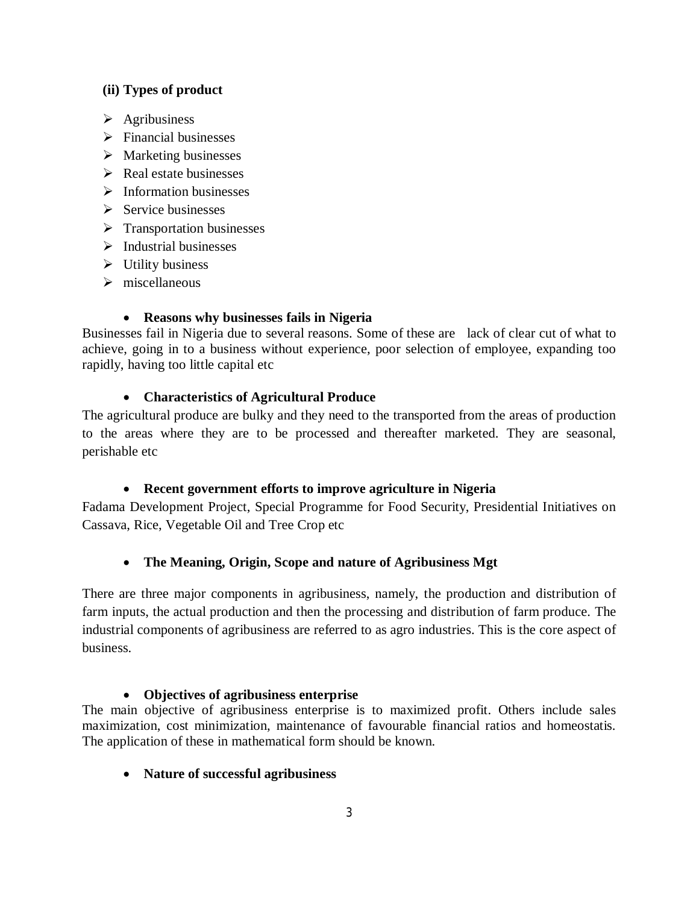**(ii) Types of product**

- Agribusiness
- Financial businesses
- Marketing businesses
- Real estate businesses
- Information businesses
- Service businesses
- Transportation businesses
- Industrial businesses
- Utility business
- miscellaneous

- **Reasons why businesses fails in Nigeria**

Businesses fail in Nigeria due to several reasons. Some of these are lack of clear cut of what to achieve, going in to a business without experience, poor selection of employee, expanding too rapidly, having too little capital etc

- **Characteristics of Agricultural Produce**

The agricultural produce are bulky and they need to the transported from the areas of production to the areas where they are to be processed and thereafter marketed. They are seasonal, perishable etc

- **Recent government efforts to improve agriculture in Nigeria**

Fadama Development Project, Special Programme for Food Security, Presidential Initiatives on Cassava, Rice, Vegetable Oil and Tree Crop etc

- **The Meaning, Origin, Scope and nature of Agribusiness Mgt**

There are three major components in agribusiness, namely, the production and distribution of farm inputs, the actual production and then the processing and distribution of farm produce. The industrial components of agribusiness are referred to as agro industries. This is the core aspect of business.

- **Objectives of agribusiness enterprise**

The main objective of agribusiness enterprise is to maximized profit. Others include sales maximization, cost minimization, maintenance of favourable financial ratios and homeostatis. The application of these in mathematical form should be known.

- **Nature of successful agribusiness**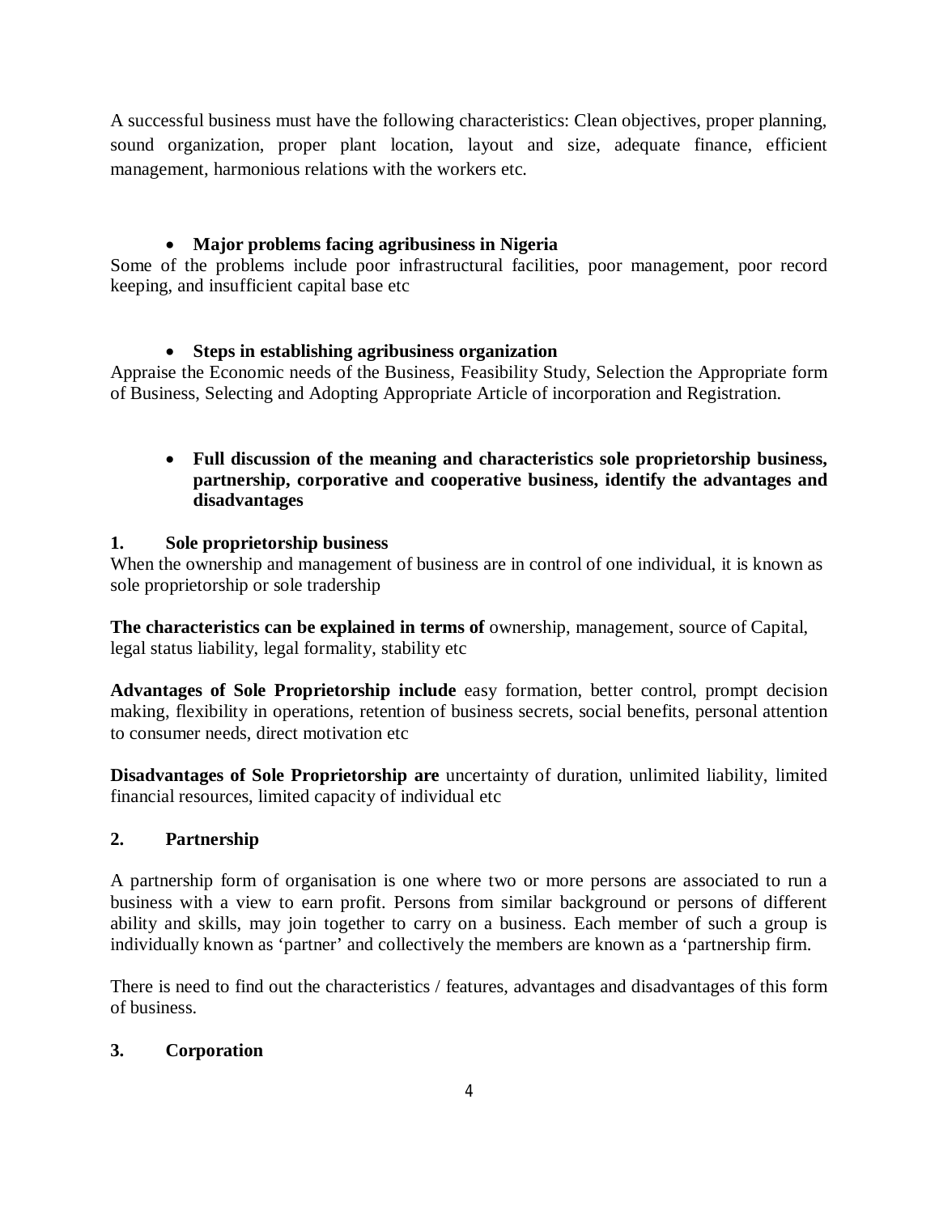A successful business must have the following characteristics: Clean objectives, proper planning, sound organization, proper plant location, layout and size, adequate finance, efficient management, harmonious relations with the workers etc.

- **Major problems facing agribusiness in Nigeria**

Some of the problems include poor infrastructural facilities, poor management, poor record keeping, and insufficient capital base etc

- **Steps in establishing agribusiness organization**

Appraise the Economic needs of the Business, Feasibility Study, Selection the Appropriate form of Business, Selecting and Adopting Appropriate Article of incorporation and Registration.

- **Full discussion of the meaning and characteristics sole proprietorship business, partnership, corporative and cooperative business, identify the advantages and disadvantages**

**1. Sole proprietorship business**

When the ownership and management of business are in control of one individual, it is known as sole proprietorship or sole tradership

**The characteristics can be explained in terms of** ownership, management, source of Capital, legal status liability, legal formality, stability etc

**Advantages of Sole Proprietorship include** easy formation, better control, prompt decision making, flexibility in operations, retention of business secrets, social benefits, personal attention to consumer needs, direct motivation etc

**Disadvantages of Sole Proprietorship are** uncertainty of duration, unlimited liability, limited financial resources, limited capacity of individual etc

**2. Partnership**

A partnership form of organisation is one where two or more persons are associated to run a business with a view to earn profit. Persons from similar background or persons of different ability and skills, may join together to carry on a business. Each member of such a group is individually known as 'partner' and collectively the members are known as a 'partnership firm.

There is need to find out the characteristics / features, advantages and disadvantages of this form of business.

**3. Corporation**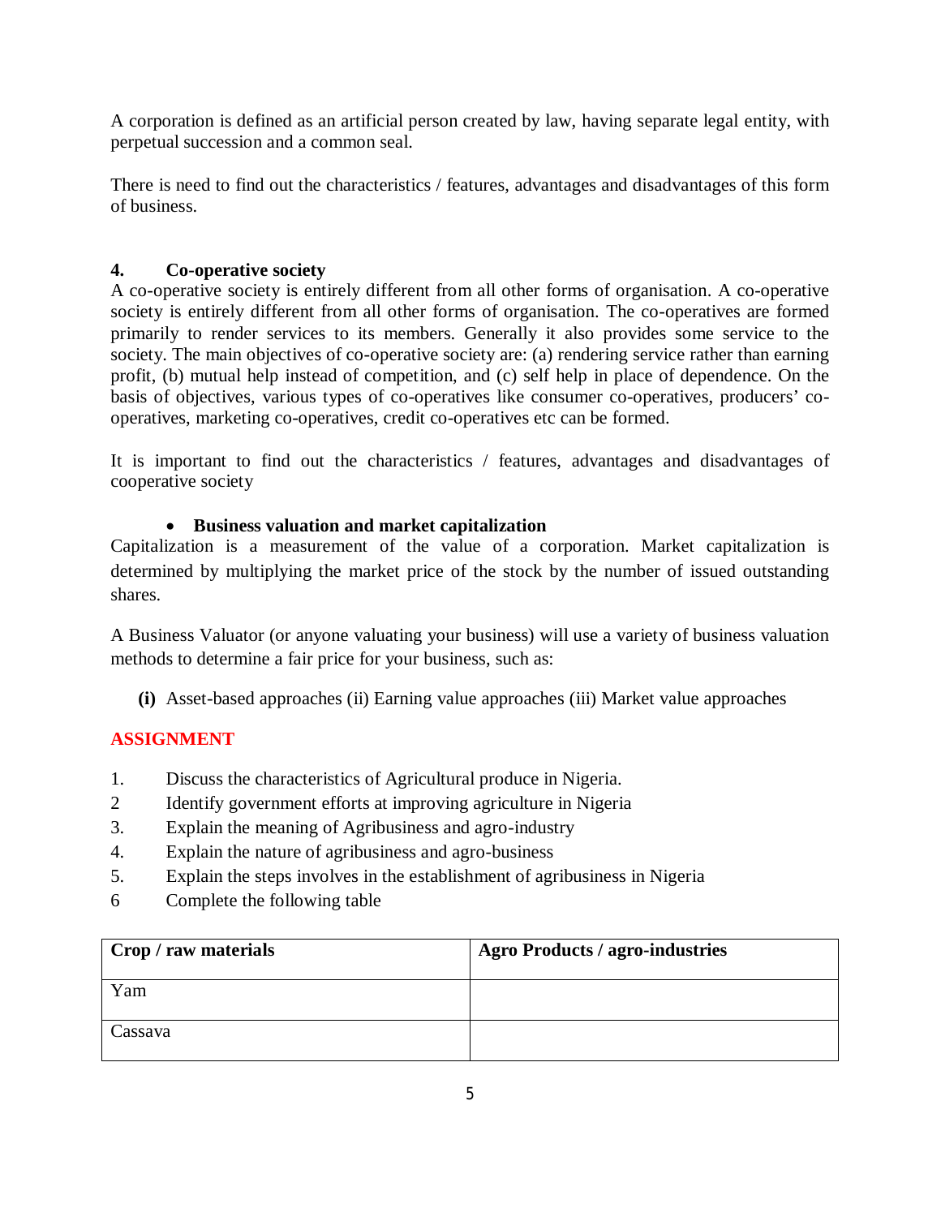A corporation is defined as an artificial person created by law, having separate legal entity, with perpetual succession and a common seal.

There is need to find out the characteristics / features, advantages and disadvantages of this form of business.

**4. Co-operative society**

A co-operative society is entirely different from all other forms of organisation. A co-operative society is entirely different from all other forms of organisation. The co-operatives are formed primarily to render services to its members. Generally it also provides some service to the society. The main objectives of co-operative society are: (a) rendering service rather than earning profit, (b) mutual help instead of competition, and (c) self help in place of dependence. On the basis of objectives, various types of co-operatives like consumer co-operatives, producers' co-operatives, marketing co-operatives, credit co-operatives etc can be formed.

It is important to find out the characteristics / features, advantages and disadvantages of cooperative society

- **Business valuation and market capitalization**

Capitalization is a measurement of the value of a corporation. Market capitalization is determined by multiplying the market price of the stock by the number of issued outstanding shares.

A Business Valuator (or anyone valuating your business) will use a variety of business valuation methods to determine a fair price for your business, such as:

**(i)** Asset-based approaches (ii) Earning value approaches (iii) Market value approaches

**ASSIGNMENT**

1. Discuss the characteristics of Agricultural produce in Nigeria.
2. Identify government efforts at improving agriculture in Nigeria
3. Explain the meaning of Agribusiness and agro-industry
4. Explain the nature of agribusiness and agro-business
5. Explain the steps involves in the establishment of agribusiness in Nigeria
6. Complete the following table

| Crop / raw materials | Agro Products / agro-industries |
|---|---|
| Yam | |
| Cassava | |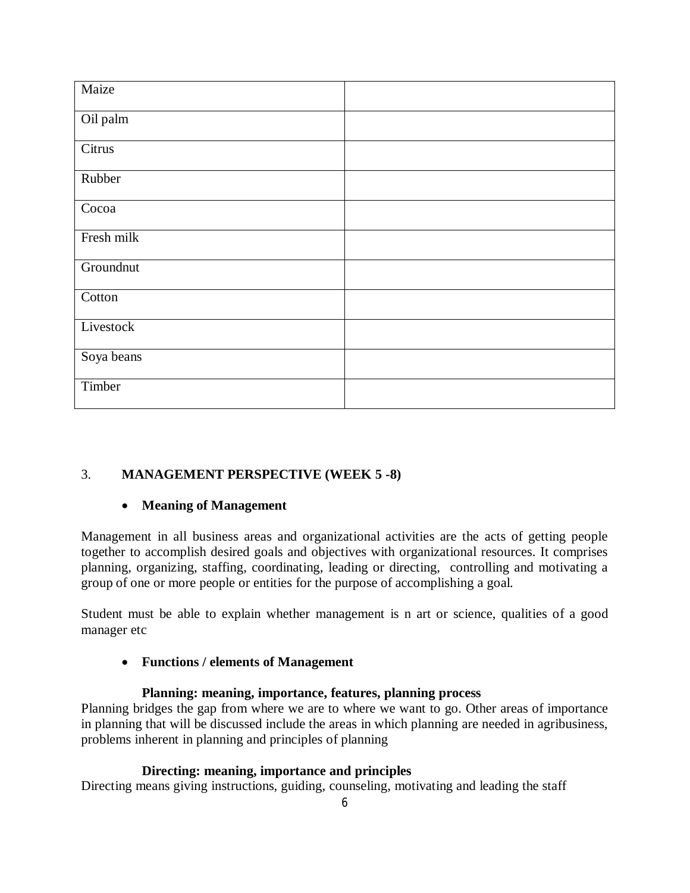| | |
|---|---|
| Maize | |
| Oil palm | |
| Citrus | |
| Rubber | |
| Cocoa | |
| Fresh milk | |
| Groundnut | |
| Cotton | |
| Livestock | |
| Soya beans | |
| Timber | |

## 3. MANAGEMENT PERSPECTIVE (WEEK 5 -8)

- **Meaning of Management**

Management in all business areas and organizational activities are the acts of getting people together to accomplish desired goals and objectives with organizational resources. It comprises planning, organizing, staffing, coordinating, leading or directing, controlling and motivating a group of one or more people or entities for the purpose of accomplishing a goal.

Student must be able to explain whether management is n art or science, qualities of a good manager etc

- **Functions / elements of Management**

**Planning: meaning, importance, features, planning process**

Planning bridges the gap from where we are to where we want to go. Other areas of importance in planning that will be discussed include the areas in which planning are needed in agribusiness, problems inherent in planning and principles of planning

**Directing: meaning, importance and principles**

Directing means giving instructions, guiding, counseling, motivating and leading the staff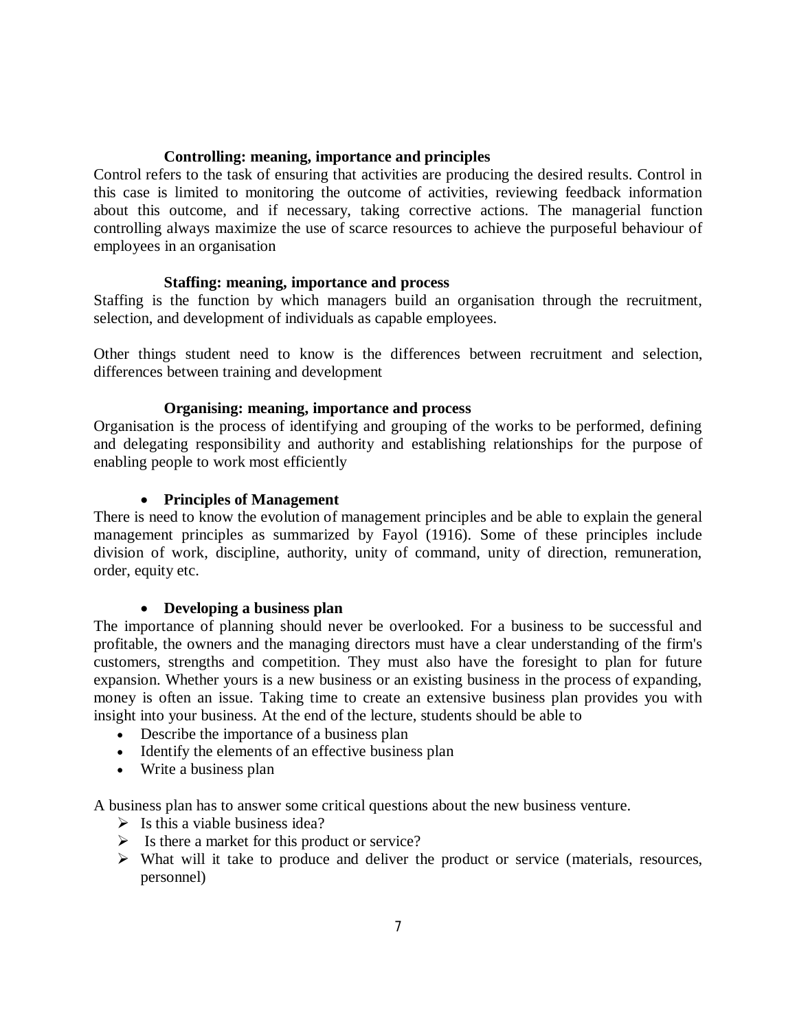**Controlling: meaning, importance and principles**

Control refers to the task of ensuring that activities are producing the desired results. Control in this case is limited to monitoring the outcome of activities, reviewing feedback information about this outcome, and if necessary, taking corrective actions. The managerial function controlling always maximize the use of scarce resources to achieve the purposeful behaviour of employees in an organisation

**Staffing: meaning, importance and process**

Staffing is the function by which managers build an organisation through the recruitment, selection, and development of individuals as capable employees.

Other things student need to know is the differences between recruitment and selection, differences between training and development

**Organising: meaning, importance and process**

Organisation is the process of identifying and grouping of the works to be performed, defining and delegating responsibility and authority and establishing relationships for the purpose of enabling people to work most efficiently

- **Principles of Management**

There is need to know the evolution of management principles and be able to explain the general management principles as summarized by Fayol (1916). Some of these principles include division of work, discipline, authority, unity of command, unity of direction, remuneration, order, equity etc.

- **Developing a business plan**

The importance of planning should never be overlooked. For a business to be successful and profitable, the owners and the managing directors must have a clear understanding of the firm's customers, strengths and competition. They must also have the foresight to plan for future expansion. Whether yours is a new business or an existing business in the process of expanding, money is often an issue. Taking time to create an extensive business plan provides you with insight into your business. At the end of the lecture, students should be able to

- Describe the importance of a business plan
- Identify the elements of an effective business plan
- Write a business plan

A business plan has to answer some critical questions about the new business venture.

- Is this a viable business idea?
- Is there a market for this product or service?
- What will it take to produce and deliver the product or service (materials, resources, personnel)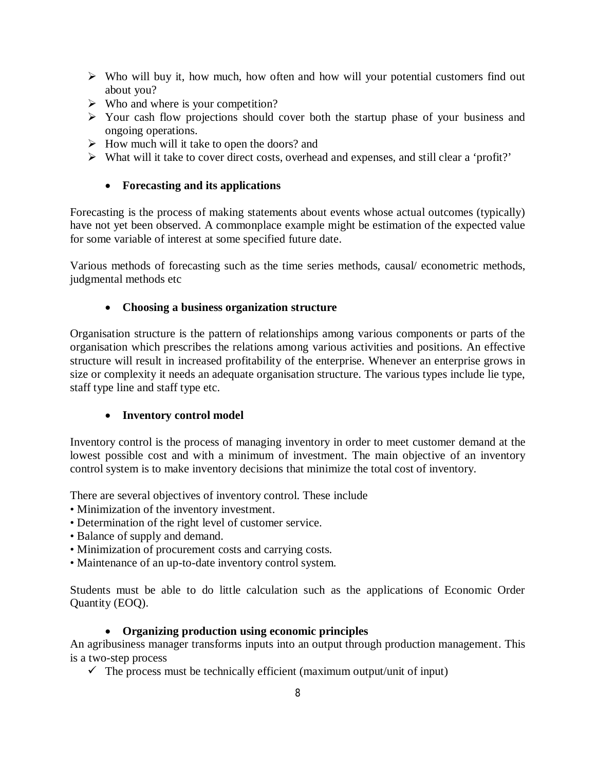- Who will buy it, how much, how often and how will your potential customers find out about you?
- Who and where is your competition?
- Your cash flow projections should cover both the startup phase of your business and ongoing operations.
- How much will it take to open the doors? and
- What will it take to cover direct costs, overhead and expenses, and still clear a 'profit?'

- **Forecasting and its applications**

Forecasting is the process of making statements about events whose actual outcomes (typically) have not yet been observed. A commonplace example might be estimation of the expected value for some variable of interest at some specified future date.

Various methods of forecasting such as the time series methods, causal/ econometric methods, judgmental methods etc

- **Choosing a business organization structure**

Organisation structure is the pattern of relationships among various components or parts of the organisation which prescribes the relations among various activities and positions. An effective structure will result in increased profitability of the enterprise. Whenever an enterprise grows in size or complexity it needs an adequate organisation structure. The various types include lie type, staff type line and staff type etc.

- **Inventory control model**

Inventory control is the process of managing inventory in order to meet customer demand at the lowest possible cost and with a minimum of investment. The main objective of an inventory control system is to make inventory decisions that minimize the total cost of inventory.

There are several objectives of inventory control. These include

- Minimization of the inventory investment.
- Determination of the right level of customer service.
- Balance of supply and demand.
- Minimization of procurement costs and carrying costs.
- Maintenance of an up-to-date inventory control system.

Students must be able to do little calculation such as the applications of Economic Order Quantity (EOQ).

- **Organizing production using economic principles**

An agribusiness manager transforms inputs into an output through production management. This is a two-step process

- ✓ The process must be technically efficient (maximum output/unit of input)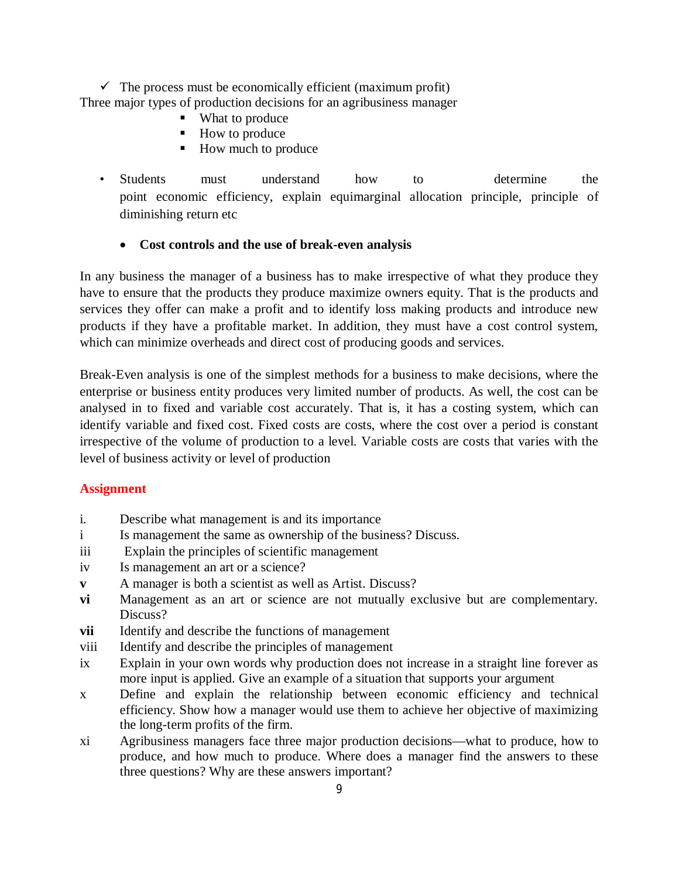- ✓ The process must be economically efficient (maximum profit)

Three major types of production decisions for an agribusiness manager

- What to produce
- How to produce
- How much to produce

- Students must understand how to determine the point economic efficiency, explain equimarginal allocation principle, principle of diminishing return etc

- **Cost controls and the use of break-even analysis**

In any business the manager of a business has to make irrespective of what they produce they have to ensure that the products they produce maximize owners equity. That is the products and services they offer can make a profit and to identify loss making products and introduce new products if they have a profitable market. In addition, they must have a cost control system, which can minimize overheads and direct cost of producing goods and services.

Break-Even analysis is one of the simplest methods for a business to make decisions, where the enterprise or business entity produces very limited number of products. As well, the cost can be analysed in to fixed and variable cost accurately. That is, it has a costing system, which can identify variable and fixed cost. Fixed costs are costs, where the cost over a period is constant irrespective of the volume of production to a level. Variable costs are costs that varies with the level of business activity or level of production

## Assignment

i. Describe what management is and its importance

i Is management the same as ownership of the business? Discuss.

iii Explain the principles of scientific management

iv Is management an art or a science?

**v** A manager is both a scientist as well as Artist. Discuss?

**vi** Management as an art or science are not mutually exclusive but are complementary. Discuss?

**vii** Identify and describe the functions of management

viii Identify and describe the principles of management

ix Explain in your own words why production does not increase in a straight line forever as more input is applied. Give an example of a situation that supports your argument

x Define and explain the relationship between economic efficiency and technical efficiency. Show how a manager would use them to achieve her objective of maximizing the long-term profits of the firm.

xi Agribusiness managers face three major production decisions—what to produce, how to produce, and how much to produce. Where does a manager find the answers to these three questions? Why are these answers important?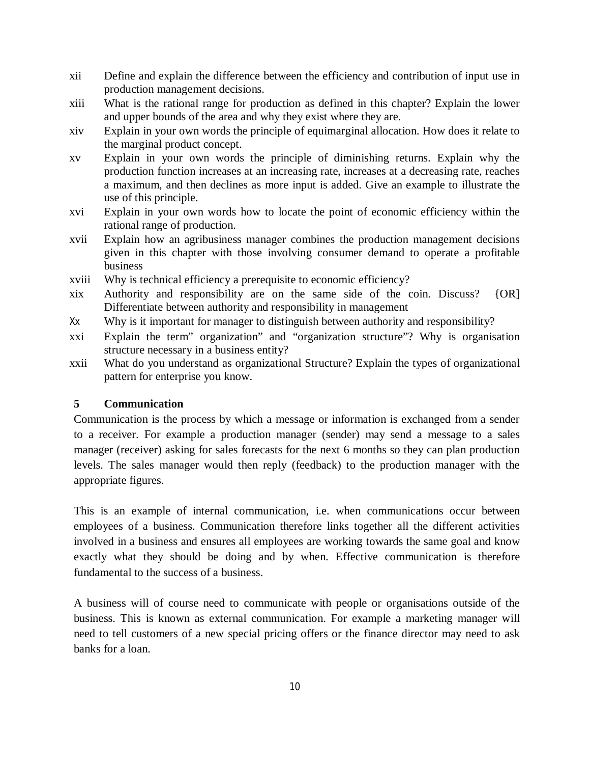- xii Define and explain the difference between the efficiency and contribution of input use in production management decisions.
- xiii What is the rational range for production as defined in this chapter? Explain the lower and upper bounds of the area and why they exist where they are.
- xiv Explain in your own words the principle of equimarginal allocation. How does it relate to the marginal product concept.
- xv Explain in your own words the principle of diminishing returns. Explain why the production function increases at an increasing rate, increases at a decreasing rate, reaches a maximum, and then declines as more input is added. Give an example to illustrate the use of this principle.
- xvi Explain in your own words how to locate the point of economic efficiency within the rational range of production.
- xvii Explain how an agribusiness manager combines the production management decisions given in this chapter with those involving consumer demand to operate a profitable business
- xviii Why is technical efficiency a prerequisite to economic efficiency?
- xix Authority and responsibility are on the same side of the coin. Discuss? {OR] Differentiate between authority and responsibility in management
- Xx Why is it important for manager to distinguish between authority and responsibility?
- xxi Explain the term" organization" and "organization structure"? Why is organisation structure necessary in a business entity?
- xxii What do you understand as organizational Structure? Explain the types of organizational pattern for enterprise you know.

## 5 Communication

Communication is the process by which a message or information is exchanged from a sender to a receiver. For example a production manager (sender) may send a message to a sales manager (receiver) asking for sales forecasts for the next 6 months so they can plan production levels. The sales manager would then reply (feedback) to the production manager with the appropriate figures.

This is an example of internal communication, i.e. when communications occur between employees of a business. Communication therefore links together all the different activities involved in a business and ensures all employees are working towards the same goal and know exactly what they should be doing and by when. Effective communication is therefore fundamental to the success of a business.

A business will of course need to communicate with people or organisations outside of the business. This is known as external communication. For example a marketing manager will need to tell customers of a new special pricing offers or the finance director may need to ask banks for a loan.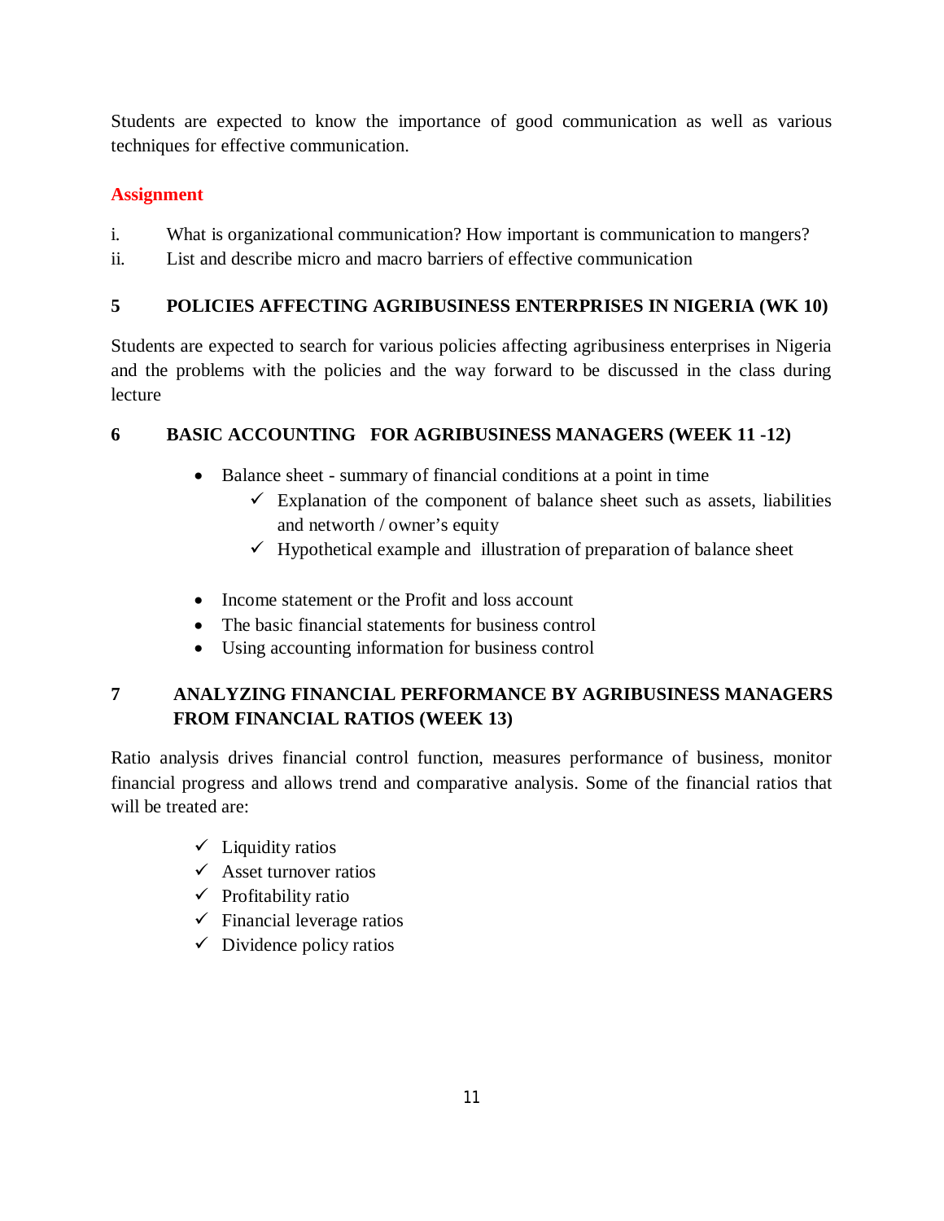Students are expected to know the importance of good communication as well as various techniques for effective communication.

**Assignment**

i. What is organizational communication? How important is communication to mangers?
ii. List and describe micro and macro barriers of effective communication

## 5 POLICIES AFFECTING AGRIBUSINESS ENTERPRISES IN NIGERIA (WK 10)

Students are expected to search for various policies affecting agribusiness enterprises in Nigeria and the problems with the policies and the way forward to be discussed in the class during lecture

## 6 BASIC ACCOUNTING FOR AGRIBUSINESS MANAGERS (WEEK 11 -12)

- Balance sheet - summary of financial conditions at a point in time
  - ✓ Explanation of the component of balance sheet such as assets, liabilities and networth / owner's equity
  - ✓ Hypothetical example and illustration of preparation of balance sheet

- Income statement or the Profit and loss account
- The basic financial statements for business control
- Using accounting information for business control

## 7 ANALYZING FINANCIAL PERFORMANCE BY AGRIBUSINESS MANAGERS FROM FINANCIAL RATIOS (WEEK 13)

Ratio analysis drives financial control function, measures performance of business, monitor financial progress and allows trend and comparative analysis. Some of the financial ratios that will be treated are:

- ✓ Liquidity ratios
- ✓ Asset turnover ratios
- ✓ Profitability ratio
- ✓ Financial leverage ratios
- ✓ Dividence policy ratios